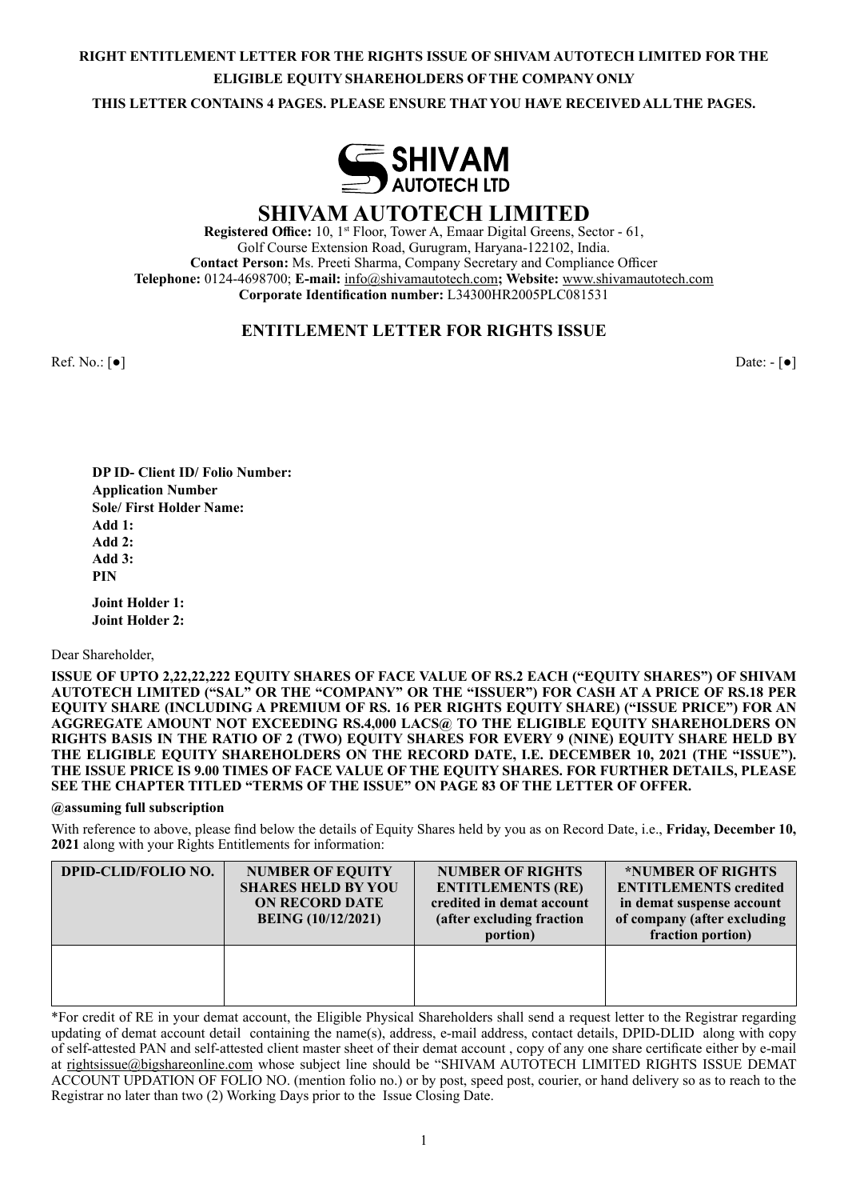**RIGHT ENTITLEMENT LETTER FOR THE RIGHTS ISSUE OF SHIVAM AUTOTECH LIMITED FOR THE ELIGIBLE EQUITY SHAREHOLDERS OF THE COMPANY ONLY**

**THIS LETTER CONTAINS 4 PAGES. PLEASE ENSURE THAT YOU HAVE RECEIVED ALL THE PAGES.**

SHIVAM AUTOTECH LTD

# SHIVAM AUTOTECH LIMITED

**Registered Office:** 10, 1st Floor, Tower A, Emaar Digital Greens, Sector - 61, Golf Course Extension Road, Gurugram, Haryana-122102, India.
**Contact Person:** Ms. Preeti Sharma, Company Secretary and Compliance Officer
**Telephone:** 0124-4698700; **E-mail:** info@shivamautotech.com**; Website:** www.shivamautotech.com
**Corporate Identification number:** L34300HR2005PLC081531

## ENTITLEMENT LETTER FOR RIGHTS ISSUE

Ref. No.: [●]

Date: - [●]

**DP ID- Client ID/ Folio Number:**
**Application Number**
**Sole/ First Holder Name:**
**Add 1:**
**Add 2:**
**Add 3:**
**PIN**

**Joint Holder 1:**
**Joint Holder 2:**

Dear Shareholder,

**ISSUE OF UPTO 2,22,22,222 EQUITY SHARES OF FACE VALUE OF RS.2 EACH ("EQUITY SHARES") OF SHIVAM AUTOTECH LIMITED ("SAL" OR THE "COMPANY" OR THE "ISSUER") FOR CASH AT A PRICE OF RS.18 PER EQUITY SHARE (INCLUDING A PREMIUM OF RS. 16 PER RIGHTS EQUITY SHARE) ("ISSUE PRICE") FOR AN AGGREGATE AMOUNT NOT EXCEEDING RS.4,000 LACS@ TO THE ELIGIBLE EQUITY SHAREHOLDERS ON RIGHTS BASIS IN THE RATIO OF 2 (TWO) EQUITY SHARES FOR EVERY 9 (NINE) EQUITY SHARE HELD BY THE ELIGIBLE EQUITY SHAREHOLDERS ON THE RECORD DATE, I.E. DECEMBER 10, 2021 (THE "ISSUE"). THE ISSUE PRICE IS 9.00 TIMES OF FACE VALUE OF THE EQUITY SHARES. FOR FURTHER DETAILS, PLEASE SEE THE CHAPTER TITLED "TERMS OF THE ISSUE" ON PAGE 83 OF THE LETTER OF OFFER.**

**@assuming full subscription**

With reference to above, please find below the details of Equity Shares held by you as on Record Date, i.e., **Friday, December 10, 2021** along with your Rights Entitlements for information:

| DPID-CLID/FOLIO NO. | NUMBER OF EQUITY SHARES HELD BY YOU ON RECORD DATE BEING (10/12/2021) | NUMBER OF RIGHTS ENTITLEMENTS (RE) credited in demat account (after excluding fraction portion) | *NUMBER OF RIGHTS ENTITLEMENTS credited in demat suspense account of company (after excluding fraction portion) |
|---|---|---|---|
| | | | |

*For credit of RE in your demat account, the Eligible Physical Shareholders shall send a request letter to the Registrar regarding updating of demat account detail containing the name(s), address, e-mail address, contact details, DPID-DLID along with copy of self-attested PAN and self-attested client master sheet of their demat account , copy of any one share certificate either by e-mail at rightsissue@bigshareonline.com whose subject line should be "SHIVAM AUTOTECH LIMITED RIGHTS ISSUE DEMAT ACCOUNT UPDATION OF FOLIO NO. (mention folio no.) or by post, speed post, courier, or hand delivery so as to reach to the Registrar no later than two (2) Working Days prior to the Issue Closing Date.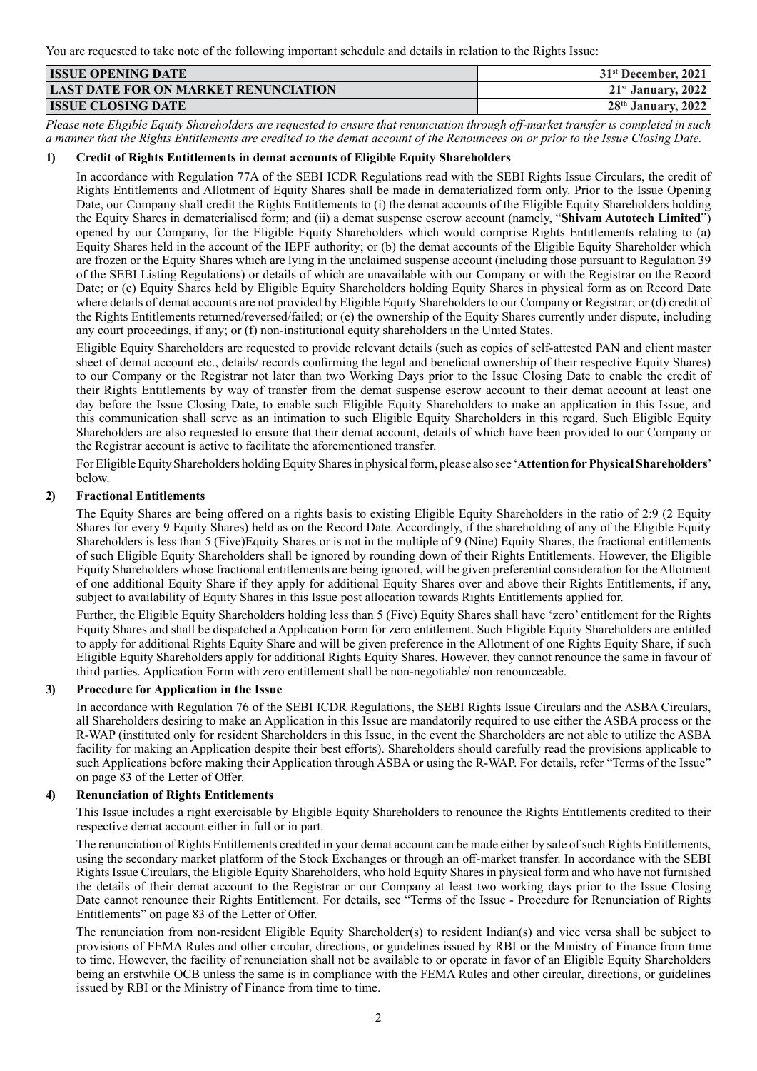You are requested to take note of the following important schedule and details in relation to the Rights Issue:

| ISSUE OPENING DATE | 31st December, 2021 |
|---|---|
| LAST DATE FOR ON MARKET RENUNCIATION | 21st January, 2022 |
| ISSUE CLOSING DATE | 28th January, 2022 |

*Please note Eligible Equity Shareholders are requested to ensure that renunciation through off-market transfer is completed in such a manner that the Rights Entitlements are credited to the demat account of the Renouncees on or prior to the Issue Closing Date.*

**1) Credit of Rights Entitlements in demat accounts of Eligible Equity Shareholders**

In accordance with Regulation 77A of the SEBI ICDR Regulations read with the SEBI Rights Issue Circulars, the credit of Rights Entitlements and Allotment of Equity Shares shall be made in dematerialized form only. Prior to the Issue Opening Date, our Company shall credit the Rights Entitlements to (i) the demat accounts of the Eligible Equity Shareholders holding the Equity Shares in dematerialised form; and (ii) a demat suspense escrow account (namely, "**Shivam Autotech Limited**") opened by our Company, for the Eligible Equity Shareholders which would comprise Rights Entitlements relating to (a) Equity Shares held in the account of the IEPF authority; or (b) the demat accounts of the Eligible Equity Shareholder which are frozen or the Equity Shares which are lying in the unclaimed suspense account (including those pursuant to Regulation 39 of the SEBI Listing Regulations) or details of which are unavailable with our Company or with the Registrar on the Record Date; or (c) Equity Shares held by Eligible Equity Shareholders holding Equity Shares in physical form as on Record Date where details of demat accounts are not provided by Eligible Equity Shareholders to our Company or Registrar; or (d) credit of the Rights Entitlements returned/reversed/failed; or (e) the ownership of the Equity Shares currently under dispute, including any court proceedings, if any; or (f) non-institutional equity shareholders in the United States.

Eligible Equity Shareholders are requested to provide relevant details (such as copies of self-attested PAN and client master sheet of demat account etc., details/ records confirming the legal and beneficial ownership of their respective Equity Shares) to our Company or the Registrar not later than two Working Days prior to the Issue Closing Date to enable the credit of their Rights Entitlements by way of transfer from the demat suspense escrow account to their demat account at least one day before the Issue Closing Date, to enable such Eligible Equity Shareholders to make an application in this Issue, and this communication shall serve as an intimation to such Eligible Equity Shareholders in this regard. Such Eligible Equity Shareholders are also requested to ensure that their demat account, details of which have been provided to our Company or the Registrar account is active to facilitate the aforementioned transfer.

For Eligible Equity Shareholders holding Equity Shares in physical form, please also see '**Attention for Physical Shareholders**' below.

**2) Fractional Entitlements**

The Equity Shares are being offered on a rights basis to existing Eligible Equity Shareholders in the ratio of 2:9 (2 Equity Shares for every 9 Equity Shares) held as on the Record Date. Accordingly, if the shareholding of any of the Eligible Equity Shareholders is less than 5 (Five)Equity Shares or is not in the multiple of 9 (Nine) Equity Shares, the fractional entitlements of such Eligible Equity Shareholders shall be ignored by rounding down of their Rights Entitlements. However, the Eligible Equity Shareholders whose fractional entitlements are being ignored, will be given preferential consideration for the Allotment of one additional Equity Share if they apply for additional Equity Shares over and above their Rights Entitlements, if any, subject to availability of Equity Shares in this Issue post allocation towards Rights Entitlements applied for.

Further, the Eligible Equity Shareholders holding less than 5 (Five) Equity Shares shall have 'zero' entitlement for the Rights Equity Shares and shall be dispatched a Application Form for zero entitlement. Such Eligible Equity Shareholders are entitled to apply for additional Rights Equity Share and will be given preference in the Allotment of one Rights Equity Share, if such Eligible Equity Shareholders apply for additional Rights Equity Shares. However, they cannot renounce the same in favour of third parties. Application Form with zero entitlement shall be non-negotiable/ non renounceable.

**3) Procedure for Application in the Issue**

In accordance with Regulation 76 of the SEBI ICDR Regulations, the SEBI Rights Issue Circulars and the ASBA Circulars, all Shareholders desiring to make an Application in this Issue are mandatorily required to use either the ASBA process or the R-WAP (instituted only for resident Shareholders in this Issue, in the event the Shareholders are not able to utilize the ASBA facility for making an Application despite their best efforts). Shareholders should carefully read the provisions applicable to such Applications before making their Application through ASBA or using the R-WAP. For details, refer "Terms of the Issue" on page 83 of the Letter of Offer.

**4) Renunciation of Rights Entitlements**

This Issue includes a right exercisable by Eligible Equity Shareholders to renounce the Rights Entitlements credited to their respective demat account either in full or in part.

The renunciation of Rights Entitlements credited in your demat account can be made either by sale of such Rights Entitlements, using the secondary market platform of the Stock Exchanges or through an off-market transfer. In accordance with the SEBI Rights Issue Circulars, the Eligible Equity Shareholders, who hold Equity Shares in physical form and who have not furnished the details of their demat account to the Registrar or our Company at least two working days prior to the Issue Closing Date cannot renounce their Rights Entitlement. For details, see "Terms of the Issue - Procedure for Renunciation of Rights Entitlements" on page 83 of the Letter of Offer.

The renunciation from non-resident Eligible Equity Shareholder(s) to resident Indian(s) and vice versa shall be subject to provisions of FEMA Rules and other circular, directions, or guidelines issued by RBI or the Ministry of Finance from time to time. However, the facility of renunciation shall not be available to or operate in favor of an Eligible Equity Shareholders being an erstwhile OCB unless the same is in compliance with the FEMA Rules and other circular, directions, or guidelines issued by RBI or the Ministry of Finance from time to time.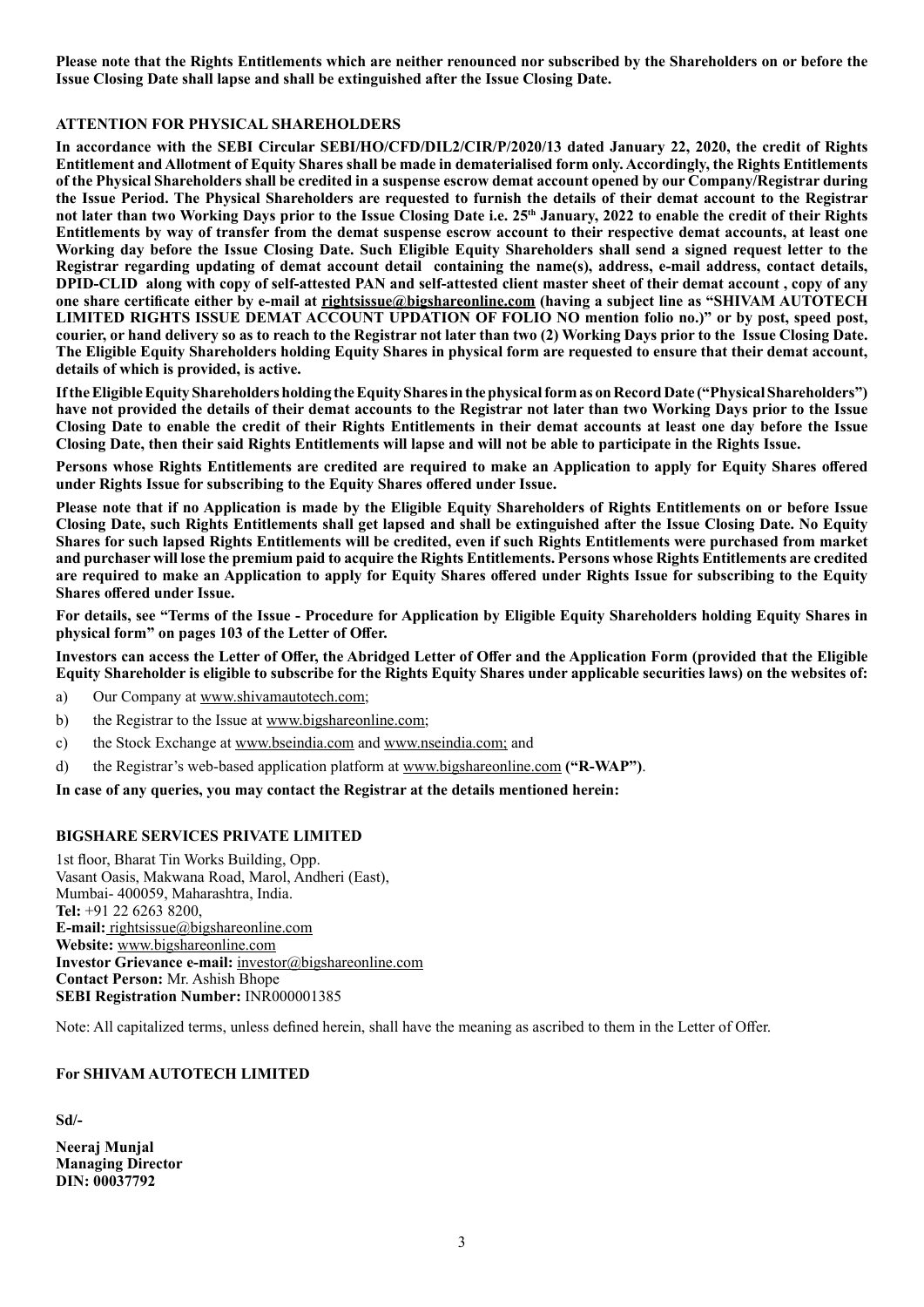**Please note that the Rights Entitlements which are neither renounced nor subscribed by the Shareholders on or before the Issue Closing Date shall lapse and shall be extinguished after the Issue Closing Date.**

**ATTENTION FOR PHYSICAL SHAREHOLDERS**

**In accordance with the SEBI Circular SEBI/HO/CFD/DIL2/CIR/P/2020/13 dated January 22, 2020, the credit of Rights Entitlement and Allotment of Equity Shares shall be made in dematerialised form only. Accordingly, the Rights Entitlements of the Physical Shareholders shall be credited in a suspense escrow demat account opened by our Company/Registrar during the Issue Period. The Physical Shareholders are requested to furnish the details of their demat account to the Registrar not later than two Working Days prior to the Issue Closing Date i.e. 25th January, 2022 to enable the credit of their Rights Entitlements by way of transfer from the demat suspense escrow account to their respective demat accounts, at least one Working day before the Issue Closing Date. Such Eligible Equity Shareholders shall send a signed request letter to the Registrar regarding updating of demat account detail containing the name(s), address, e-mail address, contact details, DPID-CLID along with copy of self-attested PAN and self-attested client master sheet of their demat account , copy of any one share certificate either by e-mail at rightsissue@bigshareonline.com (having a subject line as "SHIVAM AUTOTECH LIMITED RIGHTS ISSUE DEMAT ACCOUNT UPDATION OF FOLIO NO mention folio no.)" or by post, speed post, courier, or hand delivery so as to reach to the Registrar not later than two (2) Working Days prior to the Issue Closing Date. The Eligible Equity Shareholders holding Equity Shares in physical form are requested to ensure that their demat account, details of which is provided, is active.**

**If the Eligible Equity Shareholders holding the Equity Shares in the physical form as on Record Date ("Physical Shareholders") have not provided the details of their demat accounts to the Registrar not later than two Working Days prior to the Issue Closing Date to enable the credit of their Rights Entitlements in their demat accounts at least one day before the Issue Closing Date, then their said Rights Entitlements will lapse and will not be able to participate in the Rights Issue.**

**Persons whose Rights Entitlements are credited are required to make an Application to apply for Equity Shares offered under Rights Issue for subscribing to the Equity Shares offered under Issue.**

**Please note that if no Application is made by the Eligible Equity Shareholders of Rights Entitlements on or before Issue Closing Date, such Rights Entitlements shall get lapsed and shall be extinguished after the Issue Closing Date. No Equity Shares for such lapsed Rights Entitlements will be credited, even if such Rights Entitlements were purchased from market and purchaser will lose the premium paid to acquire the Rights Entitlements. Persons whose Rights Entitlements are credited are required to make an Application to apply for Equity Shares offered under Rights Issue for subscribing to the Equity Shares offered under Issue.**

**For details, see "Terms of the Issue - Procedure for Application by Eligible Equity Shareholders holding Equity Shares in physical form" on pages 103 of the Letter of Offer.**

**Investors can access the Letter of Offer, the Abridged Letter of Offer and the Application Form (provided that the Eligible Equity Shareholder is eligible to subscribe for the Rights Equity Shares under applicable securities laws) on the websites of:**

a) Our Company at www.shivamautotech.com;

b) the Registrar to the Issue at www.bigshareonline.com;

c) the Stock Exchange at www.bseindia.com and www.nseindia.com; and

d) the Registrar's web-based application platform at www.bigshareonline.com **("R-WAP")**.

**In case of any queries, you may contact the Registrar at the details mentioned herein:**

**BIGSHARE SERVICES PRIVATE LIMITED**

1st floor, Bharat Tin Works Building, Opp.
Vasant Oasis, Makwana Road, Marol, Andheri (East),
Mumbai- 400059, Maharashtra, India.
**Tel:** +91 22 6263 8200,
**E-mail:** rightsissue@bigshareonline.com
**Website:** www.bigshareonline.com
**Investor Grievance e-mail:** investor@bigshareonline.com
**Contact Person:** Mr. Ashish Bhope
**SEBI Registration Number:** INR000001385

Note: All capitalized terms, unless defined herein, shall have the meaning as ascribed to them in the Letter of Offer.

**For SHIVAM AUTOTECH LIMITED**

**Sd/-**

**Neeraj Munjal**
**Managing Director**
**DIN: 00037792**